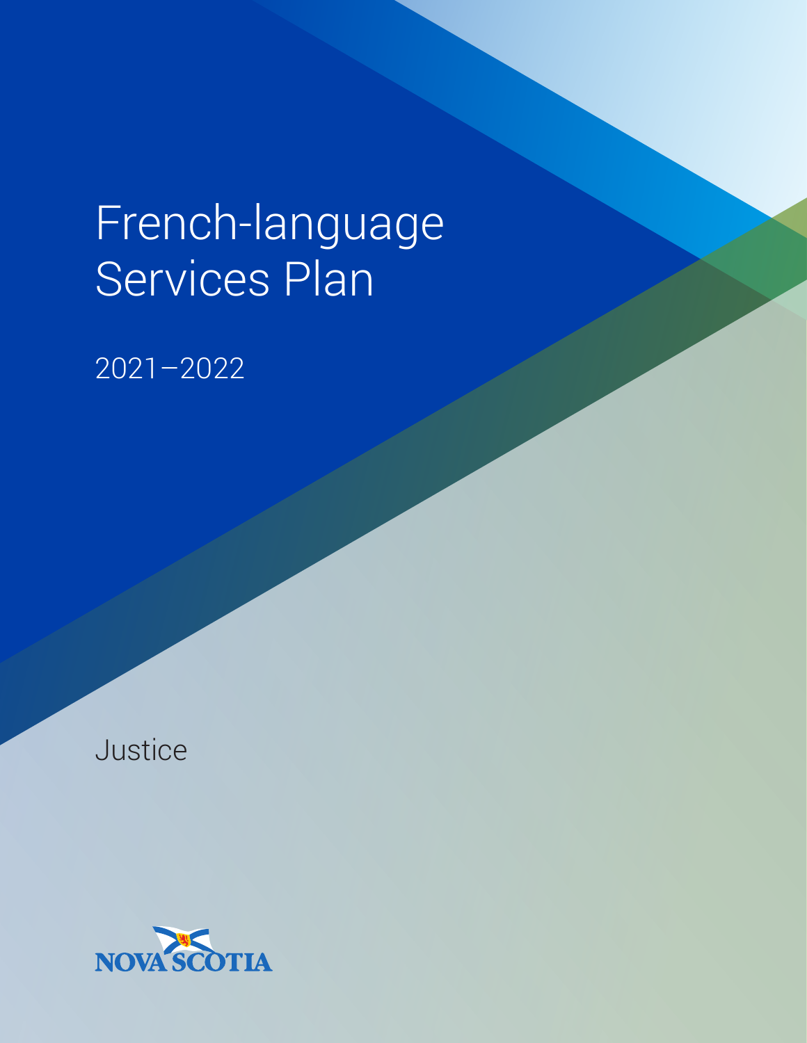# French-language Services Plan

2021–2022

Justice

NOVA SCOTIA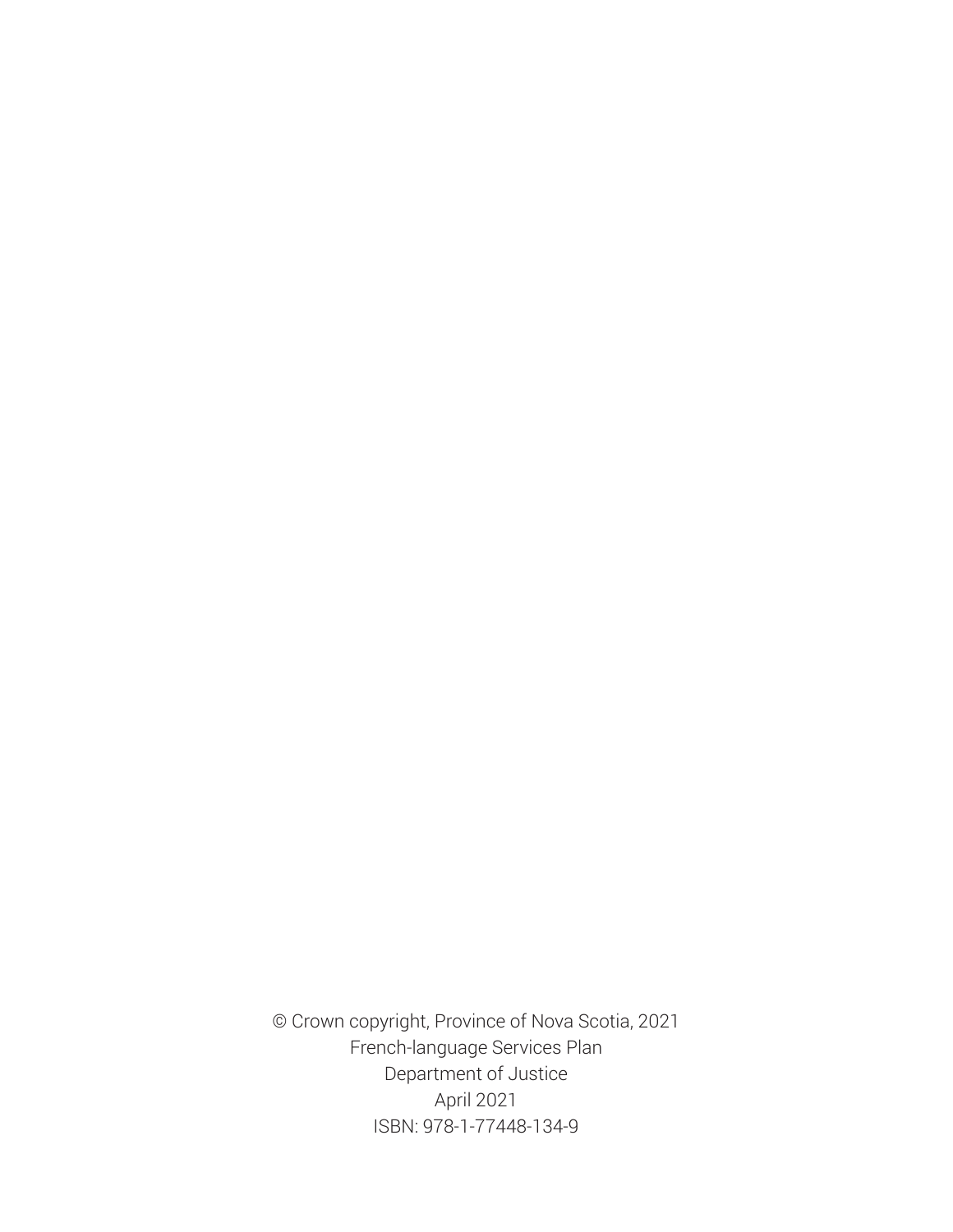© Crown copyright, Province of Nova Scotia, 2021
French-language Services Plan
Department of Justice
April 2021
ISBN: 978-1-77448-134-9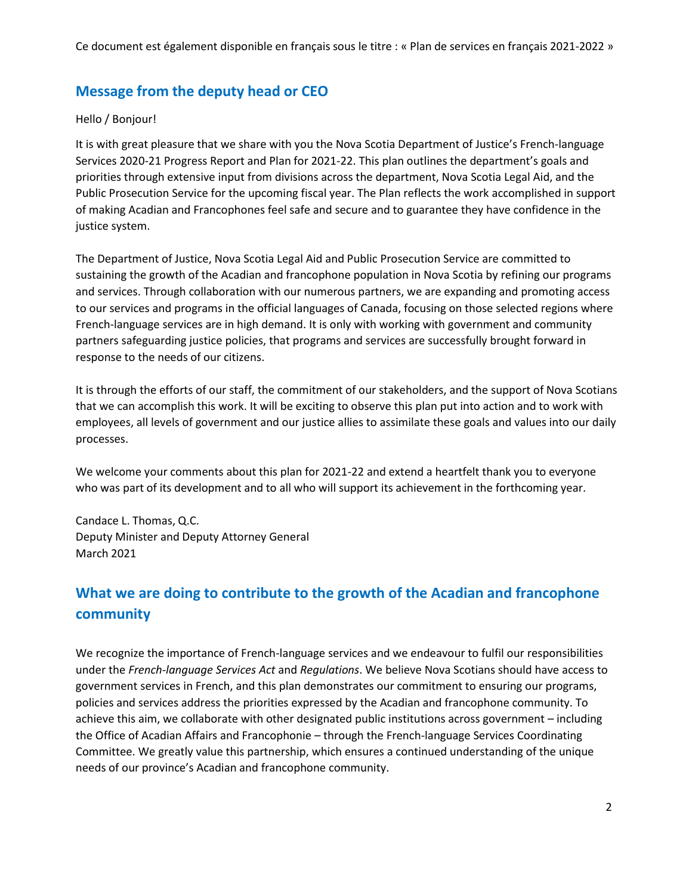Ce document est également disponible en français sous le titre : « Plan de services en français 2021-2022 »

## Message from the deputy head or CEO

Hello / Bonjour!

It is with great pleasure that we share with you the Nova Scotia Department of Justice's French-language Services 2020-21 Progress Report and Plan for 2021-22. This plan outlines the department's goals and priorities through extensive input from divisions across the department, Nova Scotia Legal Aid, and the Public Prosecution Service for the upcoming fiscal year. The Plan reflects the work accomplished in support of making Acadian and Francophones feel safe and secure and to guarantee they have confidence in the justice system.

The Department of Justice, Nova Scotia Legal Aid and Public Prosecution Service are committed to sustaining the growth of the Acadian and francophone population in Nova Scotia by refining our programs and services. Through collaboration with our numerous partners, we are expanding and promoting access to our services and programs in the official languages of Canada, focusing on those selected regions where French-language services are in high demand. It is only with working with government and community partners safeguarding justice policies, that programs and services are successfully brought forward in response to the needs of our citizens.

It is through the efforts of our staff, the commitment of our stakeholders, and the support of Nova Scotians that we can accomplish this work. It will be exciting to observe this plan put into action and to work with employees, all levels of government and our justice allies to assimilate these goals and values into our daily processes.

We welcome your comments about this plan for 2021-22 and extend a heartfelt thank you to everyone who was part of its development and to all who will support its achievement in the forthcoming year.

Candace L. Thomas, Q.C.
Deputy Minister and Deputy Attorney General
March 2021

## What we are doing to contribute to the growth of the Acadian and francophone community

We recognize the importance of French-language services and we endeavour to fulfil our responsibilities under the *French-language Services Act* and *Regulations*. We believe Nova Scotians should have access to government services in French, and this plan demonstrates our commitment to ensuring our programs, policies and services address the priorities expressed by the Acadian and francophone community. To achieve this aim, we collaborate with other designated public institutions across government – including the Office of Acadian Affairs and Francophonie – through the French-language Services Coordinating Committee. We greatly value this partnership, which ensures a continued understanding of the unique needs of our province's Acadian and francophone community.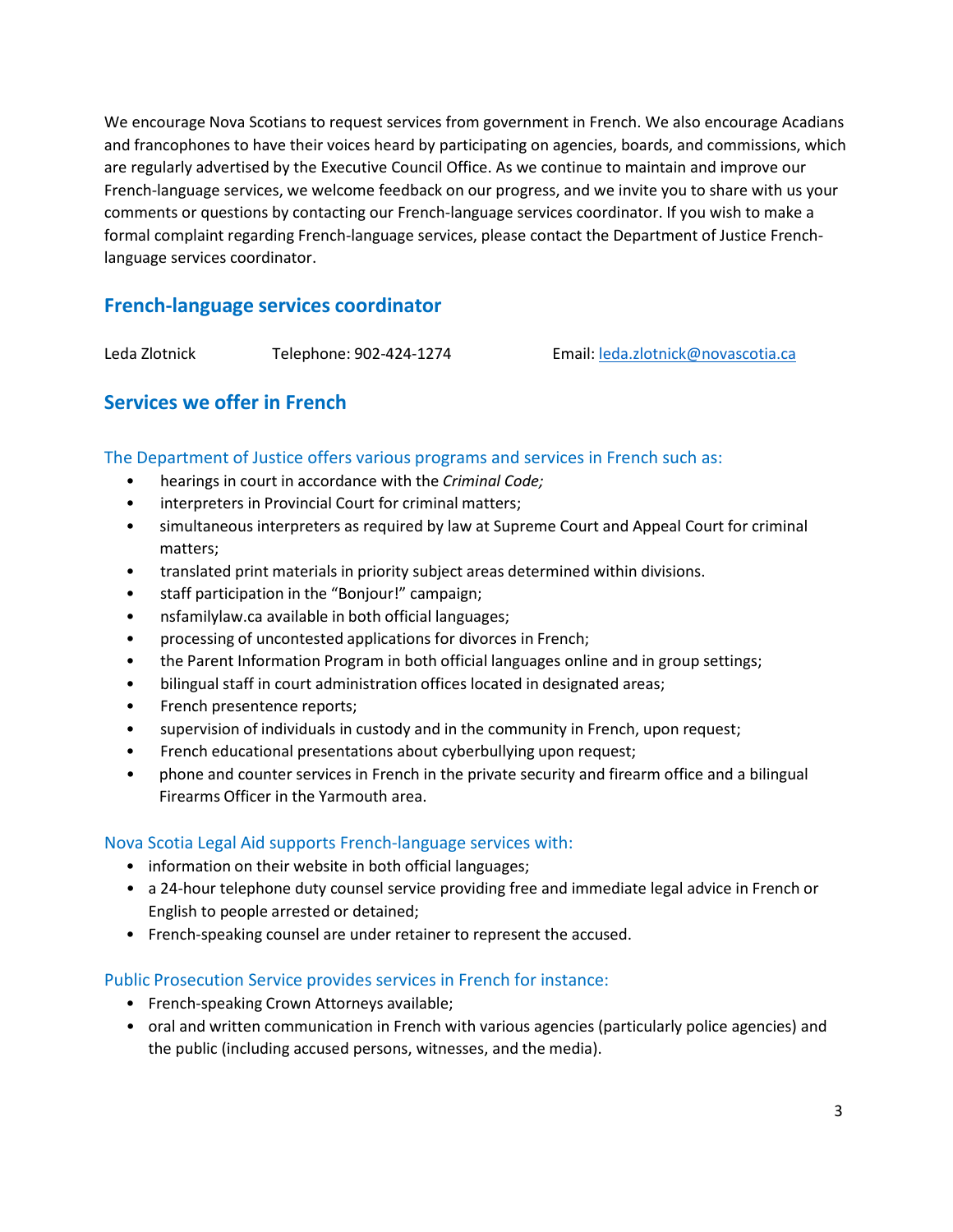We encourage Nova Scotians to request services from government in French. We also encourage Acadians and francophones to have their voices heard by participating on agencies, boards, and commissions, which are regularly advertised by the Executive Council Office. As we continue to maintain and improve our French-language services, we welcome feedback on our progress, and we invite you to share with us your comments or questions by contacting our French-language services coordinator. If you wish to make a formal complaint regarding French-language services, please contact the Department of Justice French-language services coordinator.

## French-language services coordinator

Leda Zlotnick    Telephone: 902-424-1274    Email: leda.zlotnick@novascotia.ca

## Services we offer in French

### The Department of Justice offers various programs and services in French such as:

- hearings in court in accordance with the *Criminal Code;*
- interpreters in Provincial Court for criminal matters;
- simultaneous interpreters as required by law at Supreme Court and Appeal Court for criminal matters;
- translated print materials in priority subject areas determined within divisions.
- staff participation in the "Bonjour!" campaign;
- nsfamilylaw.ca available in both official languages;
- processing of uncontested applications for divorces in French;
- the Parent Information Program in both official languages online and in group settings;
- bilingual staff in court administration offices located in designated areas;
- French presentence reports;
- supervision of individuals in custody and in the community in French, upon request;
- French educational presentations about cyberbullying upon request;
- phone and counter services in French in the private security and firearm office and a bilingual Firearms Officer in the Yarmouth area.

### Nova Scotia Legal Aid supports French-language services with:

- information on their website in both official languages;
- a 24-hour telephone duty counsel service providing free and immediate legal advice in French or English to people arrested or detained;
- French-speaking counsel are under retainer to represent the accused.

### Public Prosecution Service provides services in French for instance:

- French-speaking Crown Attorneys available;
- oral and written communication in French with various agencies (particularly police agencies) and the public (including accused persons, witnesses, and the media).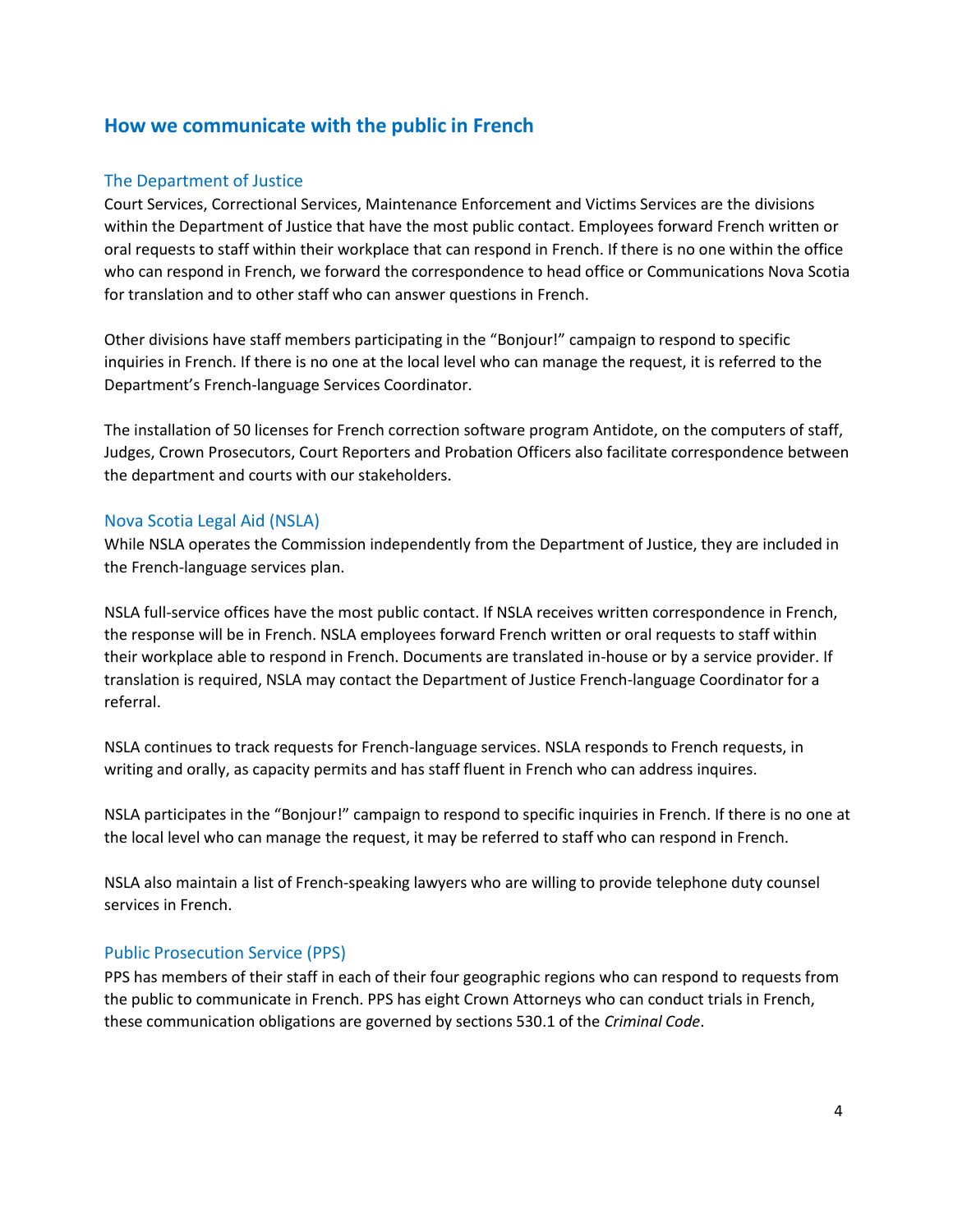## How we communicate with the public in French

### The Department of Justice

Court Services, Correctional Services, Maintenance Enforcement and Victims Services are the divisions within the Department of Justice that have the most public contact. Employees forward French written or oral requests to staff within their workplace that can respond in French. If there is no one within the office who can respond in French, we forward the correspondence to head office or Communications Nova Scotia for translation and to other staff who can answer questions in French.

Other divisions have staff members participating in the "Bonjour!" campaign to respond to specific inquiries in French. If there is no one at the local level who can manage the request, it is referred to the Department's French-language Services Coordinator.

The installation of 50 licenses for French correction software program Antidote, on the computers of staff, Judges, Crown Prosecutors, Court Reporters and Probation Officers also facilitate correspondence between the department and courts with our stakeholders.

### Nova Scotia Legal Aid (NSLA)

While NSLA operates the Commission independently from the Department of Justice, they are included in the French-language services plan.

NSLA full-service offices have the most public contact. If NSLA receives written correspondence in French, the response will be in French. NSLA employees forward French written or oral requests to staff within their workplace able to respond in French. Documents are translated in-house or by a service provider. If translation is required, NSLA may contact the Department of Justice French-language Coordinator for a referral.

NSLA continues to track requests for French-language services. NSLA responds to French requests, in writing and orally, as capacity permits and has staff fluent in French who can address inquires.

NSLA participates in the "Bonjour!" campaign to respond to specific inquiries in French. If there is no one at the local level who can manage the request, it may be referred to staff who can respond in French.

NSLA also maintain a list of French-speaking lawyers who are willing to provide telephone duty counsel services in French.

### Public Prosecution Service (PPS)

PPS has members of their staff in each of their four geographic regions who can respond to requests from the public to communicate in French. PPS has eight Crown Attorneys who can conduct trials in French, these communication obligations are governed by sections 530.1 of the *Criminal Code*.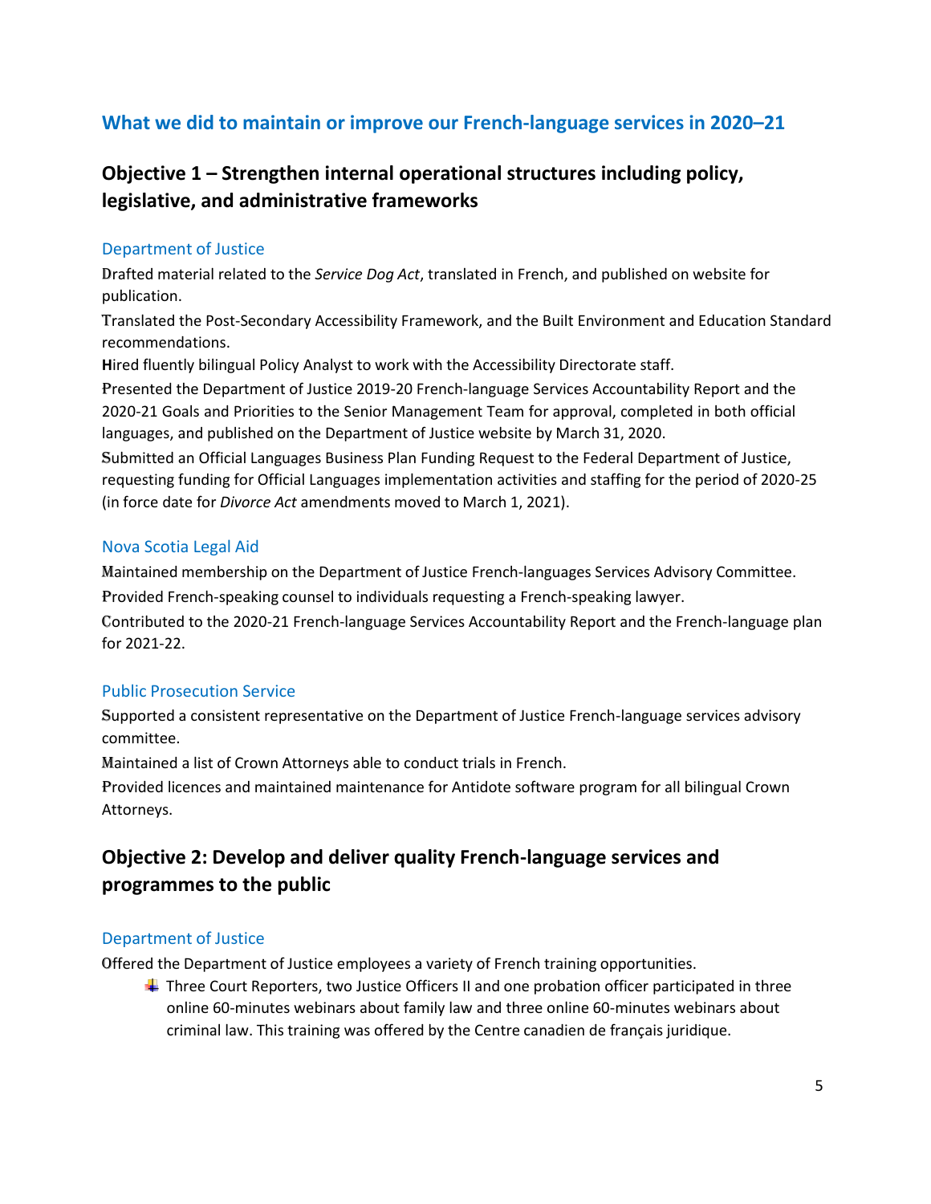## What we did to maintain or improve our French-language services in 2020–21

### Objective 1 – Strengthen internal operational structures including policy, legislative, and administrative frameworks

#### Department of Justice

Drafted material related to the *Service Dog Act*, translated in French, and published on website for publication.

Translated the Post-Secondary Accessibility Framework, and the Built Environment and Education Standard recommendations.

Hired fluently bilingual Policy Analyst to work with the Accessibility Directorate staff.

Presented the Department of Justice 2019-20 French-language Services Accountability Report and the 2020-21 Goals and Priorities to the Senior Management Team for approval, completed in both official languages, and published on the Department of Justice website by March 31, 2020.

Submitted an Official Languages Business Plan Funding Request to the Federal Department of Justice, requesting funding for Official Languages implementation activities and staffing for the period of 2020-25 (in force date for *Divorce Act* amendments moved to March 1, 2021).

#### Nova Scotia Legal Aid

Maintained membership on the Department of Justice French-languages Services Advisory Committee.

Provided French-speaking counsel to individuals requesting a French-speaking lawyer.

Contributed to the 2020-21 French-language Services Accountability Report and the French-language plan for 2021-22.

#### Public Prosecution Service

Supported a consistent representative on the Department of Justice French-language services advisory committee.

Maintained a list of Crown Attorneys able to conduct trials in French.

Provided licences and maintained maintenance for Antidote software program for all bilingual Crown Attorneys.

### Objective 2: Develop and deliver quality French-language services and programmes to the public

#### Department of Justice

Offered the Department of Justice employees a variety of French training opportunities.

- Three Court Reporters, two Justice Officers II and one probation officer participated in three online 60-minutes webinars about family law and three online 60-minutes webinars about criminal law. This training was offered by the Centre canadien de français juridique.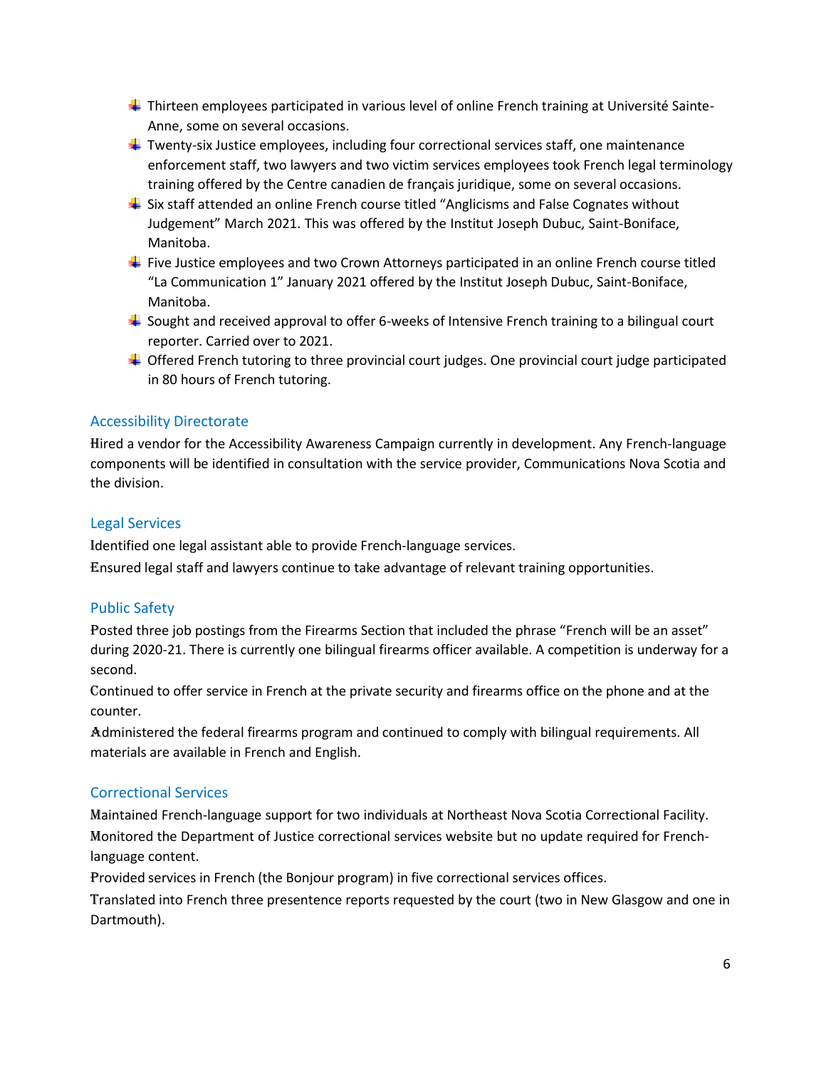- Thirteen employees participated in various level of online French training at Université Sainte-Anne, some on several occasions.
- Twenty-six Justice employees, including four correctional services staff, one maintenance enforcement staff, two lawyers and two victim services employees took French legal terminology training offered by the Centre canadien de français juridique, some on several occasions.
- Six staff attended an online French course titled "Anglicisms and False Cognates without Judgement" March 2021. This was offered by the Institut Joseph Dubuc, Saint-Boniface, Manitoba.
- Five Justice employees and two Crown Attorneys participated in an online French course titled "La Communication 1" January 2021 offered by the Institut Joseph Dubuc, Saint-Boniface, Manitoba.
- Sought and received approval to offer 6-weeks of Intensive French training to a bilingual court reporter. Carried over to 2021.
- Offered French tutoring to three provincial court judges. One provincial court judge participated in 80 hours of French tutoring.

### Accessibility Directorate

Hired a vendor for the Accessibility Awareness Campaign currently in development. Any French-language components will be identified in consultation with the service provider, Communications Nova Scotia and the division.

### Legal Services

Identified one legal assistant able to provide French-language services.

Ensured legal staff and lawyers continue to take advantage of relevant training opportunities.

### Public Safety

Posted three job postings from the Firearms Section that included the phrase "French will be an asset" during 2020-21. There is currently one bilingual firearms officer available. A competition is underway for a second.

Continued to offer service in French at the private security and firearms office on the phone and at the counter.

Administered the federal firearms program and continued to comply with bilingual requirements. All materials are available in French and English.

### Correctional Services

Maintained French-language support for two individuals at Northeast Nova Scotia Correctional Facility.

Monitored the Department of Justice correctional services website but no update required for French-language content.

Provided services in French (the Bonjour program) in five correctional services offices.

Translated into French three presentence reports requested by the court (two in New Glasgow and one in Dartmouth).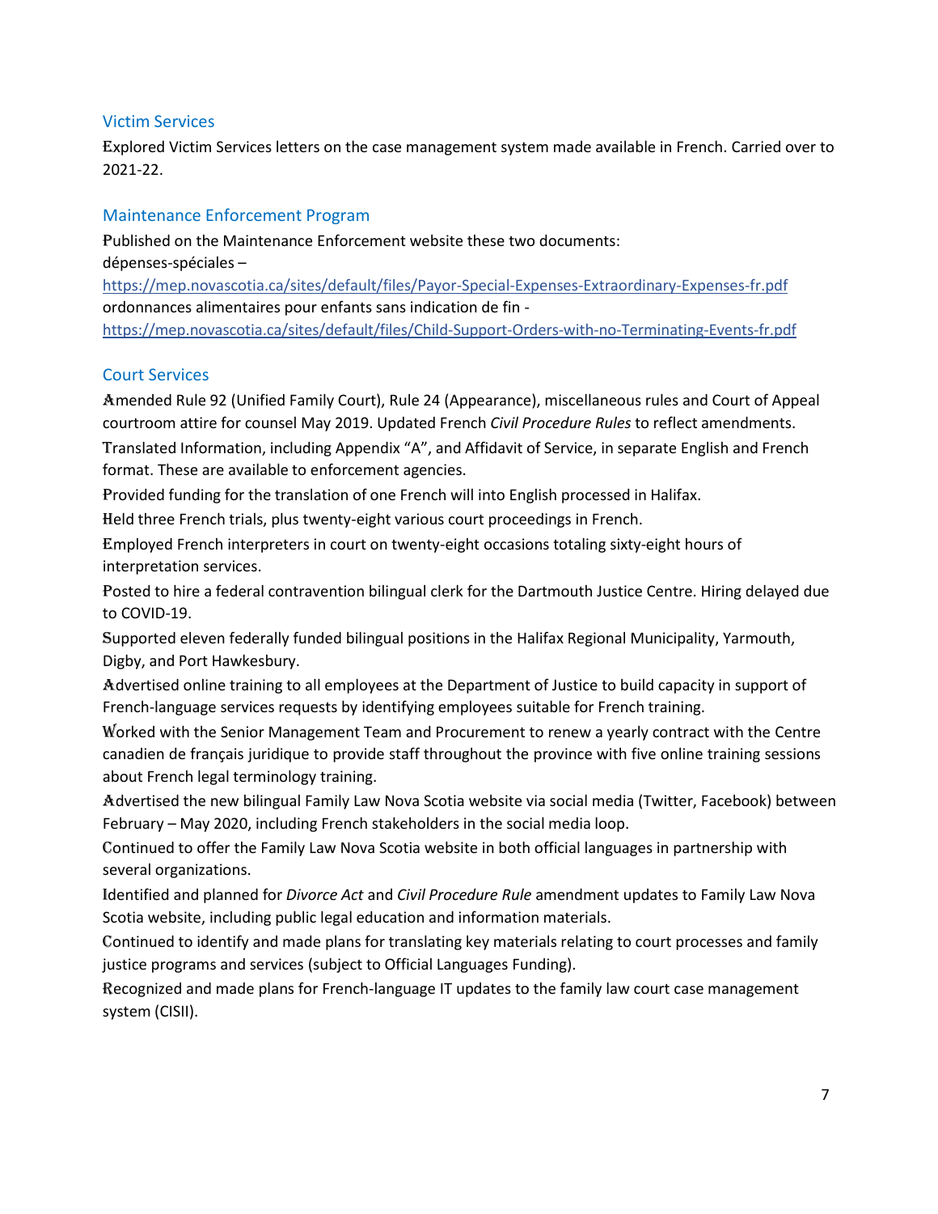## Victim Services

Explored Victim Services letters on the case management system made available in French. Carried over to 2021-22.

## Maintenance Enforcement Program

Published on the Maintenance Enforcement website these two documents:
dépenses-spéciales –
https://mep.novascotia.ca/sites/default/files/Payor-Special-Expenses-Extraordinary-Expenses-fr.pdf
ordonnances alimentaires pour enfants sans indication de fin -
https://mep.novascotia.ca/sites/default/files/Child-Support-Orders-with-no-Terminating-Events-fr.pdf

## Court Services

Amended Rule 92 (Unified Family Court), Rule 24 (Appearance), miscellaneous rules and Court of Appeal courtroom attire for counsel May 2019. Updated French *Civil Procedure Rules* to reflect amendments.

Translated Information, including Appendix "A", and Affidavit of Service, in separate English and French format. These are available to enforcement agencies.

Provided funding for the translation of one French will into English processed in Halifax.

Held three French trials, plus twenty-eight various court proceedings in French.

Employed French interpreters in court on twenty-eight occasions totaling sixty-eight hours of interpretation services.

Posted to hire a federal contravention bilingual clerk for the Dartmouth Justice Centre. Hiring delayed due to COVID-19.

Supported eleven federally funded bilingual positions in the Halifax Regional Municipality, Yarmouth, Digby, and Port Hawkesbury.

Advertised online training to all employees at the Department of Justice to build capacity in support of French-language services requests by identifying employees suitable for French training.

Worked with the Senior Management Team and Procurement to renew a yearly contract with the Centre canadien de français juridique to provide staff throughout the province with five online training sessions about French legal terminology training.

Advertised the new bilingual Family Law Nova Scotia website via social media (Twitter, Facebook) between February – May 2020, including French stakeholders in the social media loop.

Continued to offer the Family Law Nova Scotia website in both official languages in partnership with several organizations.

Identified and planned for *Divorce Act* and *Civil Procedure Rule* amendment updates to Family Law Nova Scotia website, including public legal education and information materials.

Continued to identify and made plans for translating key materials relating to court processes and family justice programs and services (subject to Official Languages Funding).

Recognized and made plans for French-language IT updates to the family law court case management system (CISII).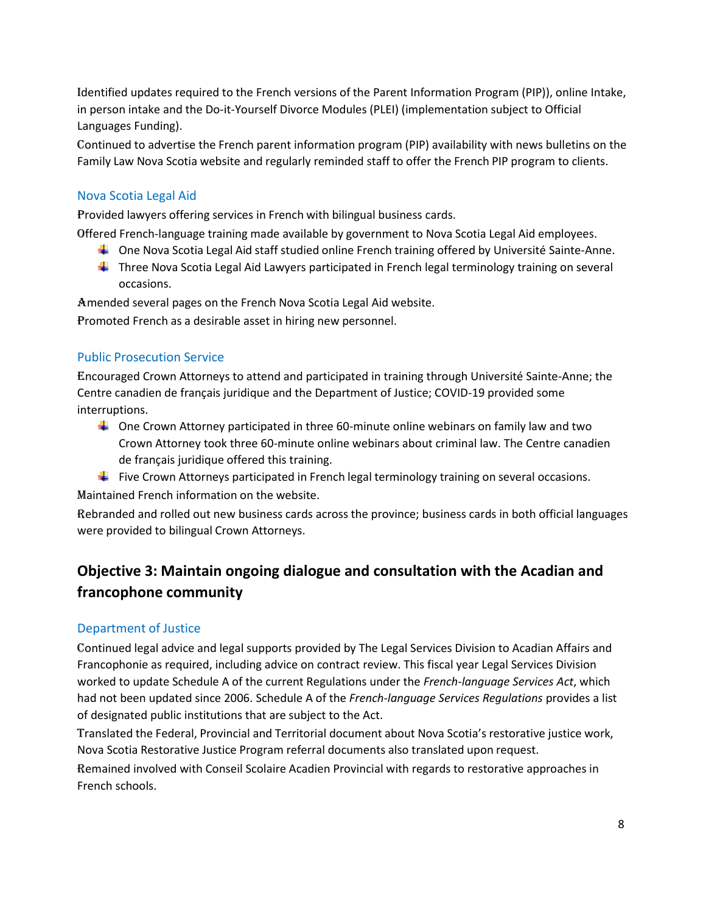Identified updates required to the French versions of the Parent Information Program (PIP)), online Intake, in person intake and the Do-it-Yourself Divorce Modules (PLEI) (implementation subject to Official Languages Funding).

Continued to advertise the French parent information program (PIP) availability with news bulletins on the Family Law Nova Scotia website and regularly reminded staff to offer the French PIP program to clients.

### Nova Scotia Legal Aid

Provided lawyers offering services in French with bilingual business cards.

Offered French-language training made available by government to Nova Scotia Legal Aid employees.

- One Nova Scotia Legal Aid staff studied online French training offered by Université Sainte-Anne.
- Three Nova Scotia Legal Aid Lawyers participated in French legal terminology training on several occasions.

Amended several pages on the French Nova Scotia Legal Aid website.

Promoted French as a desirable asset in hiring new personnel.

### Public Prosecution Service

Encouraged Crown Attorneys to attend and participated in training through Université Sainte-Anne; the Centre canadien de français juridique and the Department of Justice; COVID-19 provided some interruptions.

- One Crown Attorney participated in three 60-minute online webinars on family law and two Crown Attorney took three 60-minute online webinars about criminal law. The Centre canadien de français juridique offered this training.
- Five Crown Attorneys participated in French legal terminology training on several occasions.

Maintained French information on the website.

Rebranded and rolled out new business cards across the province; business cards in both official languages were provided to bilingual Crown Attorneys.

## Objective 3: Maintain ongoing dialogue and consultation with the Acadian and francophone community

### Department of Justice

Continued legal advice and legal supports provided by The Legal Services Division to Acadian Affairs and Francophonie as required, including advice on contract review. This fiscal year Legal Services Division worked to update Schedule A of the current Regulations under the *French-language Services Act*, which had not been updated since 2006. Schedule A of the *French-language Services Regulations* provides a list of designated public institutions that are subject to the Act.

Translated the Federal, Provincial and Territorial document about Nova Scotia's restorative justice work, Nova Scotia Restorative Justice Program referral documents also translated upon request.

Remained involved with Conseil Scolaire Acadien Provincial with regards to restorative approaches in French schools.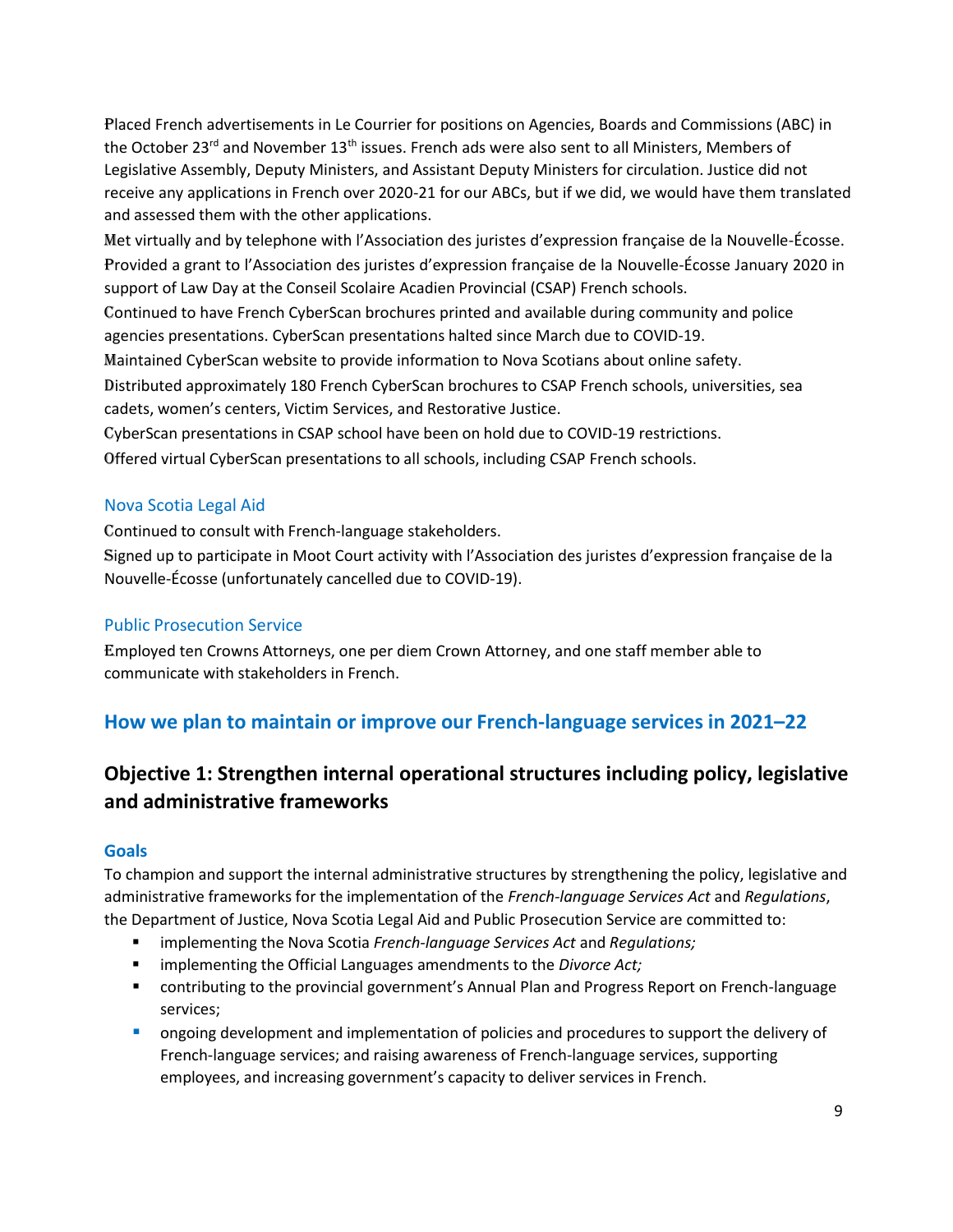Placed French advertisements in Le Courrier for positions on Agencies, Boards and Commissions (ABC) in the October 23rd and November 13th issues. French ads were also sent to all Ministers, Members of Legislative Assembly, Deputy Ministers, and Assistant Deputy Ministers for circulation. Justice did not receive any applications in French over 2020-21 for our ABCs, but if we did, we would have them translated and assessed them with the other applications.

Met virtually and by telephone with l'Association des juristes d'expression française de la Nouvelle-Écosse.

Provided a grant to l'Association des juristes d'expression française de la Nouvelle-Écosse January 2020 in support of Law Day at the Conseil Scolaire Acadien Provincial (CSAP) French schools.

Continued to have French CyberScan brochures printed and available during community and police agencies presentations. CyberScan presentations halted since March due to COVID-19.

Maintained CyberScan website to provide information to Nova Scotians about online safety.

Distributed approximately 180 French CyberScan brochures to CSAP French schools, universities, sea cadets, women's centers, Victim Services, and Restorative Justice.

CyberScan presentations in CSAP school have been on hold due to COVID-19 restrictions.

Offered virtual CyberScan presentations to all schools, including CSAP French schools.

### Nova Scotia Legal Aid

Continued to consult with French-language stakeholders.

Signed up to participate in Moot Court activity with l'Association des juristes d'expression française de la Nouvelle-Écosse (unfortunately cancelled due to COVID-19).

### Public Prosecution Service

Employed ten Crowns Attorneys, one per diem Crown Attorney, and one staff member able to communicate with stakeholders in French.

## How we plan to maintain or improve our French-language services in 2021–22

## Objective 1: Strengthen internal operational structures including policy, legislative and administrative frameworks

### Goals

To champion and support the internal administrative structures by strengthening the policy, legislative and administrative frameworks for the implementation of the *French-language Services Act* and *Regulations*, the Department of Justice, Nova Scotia Legal Aid and Public Prosecution Service are committed to:

- implementing the Nova Scotia *French-language Services Act* and *Regulations;*
- implementing the Official Languages amendments to the *Divorce Act;*
- contributing to the provincial government's Annual Plan and Progress Report on French-language services;
- ongoing development and implementation of policies and procedures to support the delivery of French-language services; and raising awareness of French-language services, supporting employees, and increasing government's capacity to deliver services in French.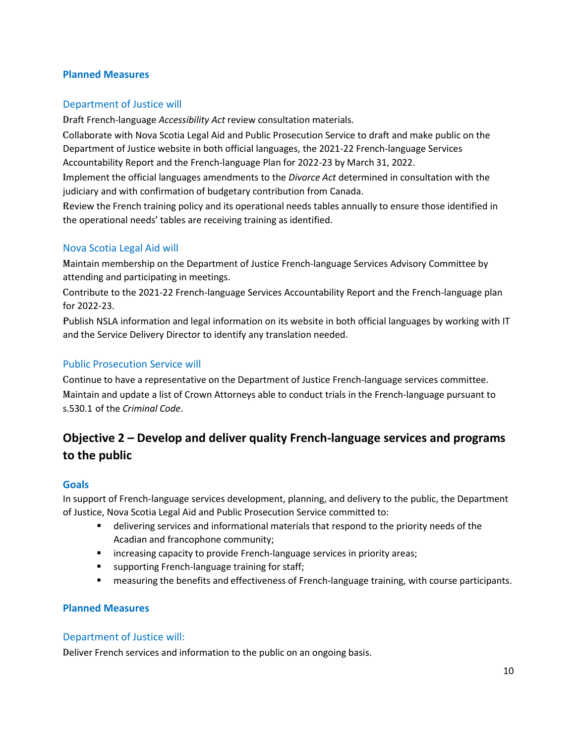### Planned Measures

#### Department of Justice will

Draft French-language *Accessibility Act* review consultation materials.

Collaborate with Nova Scotia Legal Aid and Public Prosecution Service to draft and make public on the Department of Justice website in both official languages, the 2021-22 French-language Services Accountability Report and the French-language Plan for 2022-23 by March 31, 2022.

Implement the official languages amendments to the *Divorce Act* determined in consultation with the judiciary and with confirmation of budgetary contribution from Canada.

Review the French training policy and its operational needs tables annually to ensure those identified in the operational needs' tables are receiving training as identified.

#### Nova Scotia Legal Aid will

Maintain membership on the Department of Justice French-language Services Advisory Committee by attending and participating in meetings.

Contribute to the 2021-22 French-language Services Accountability Report and the French-language plan for 2022-23.

Publish NSLA information and legal information on its website in both official languages by working with IT and the Service Delivery Director to identify any translation needed.

#### Public Prosecution Service will

Continue to have a representative on the Department of Justice French-language services committee.

Maintain and update a list of Crown Attorneys able to conduct trials in the French-language pursuant to s.530.1 of the *Criminal Code*.

## Objective 2 – Develop and deliver quality French-language services and programs to the public

### Goals

In support of French-language services development, planning, and delivery to the public, the Department of Justice, Nova Scotia Legal Aid and Public Prosecution Service committed to:

- delivering services and informational materials that respond to the priority needs of the Acadian and francophone community;
- increasing capacity to provide French-language services in priority areas;
- supporting French-language training for staff;
- measuring the benefits and effectiveness of French-language training, with course participants.

### Planned Measures

#### Department of Justice will:

Deliver French services and information to the public on an ongoing basis.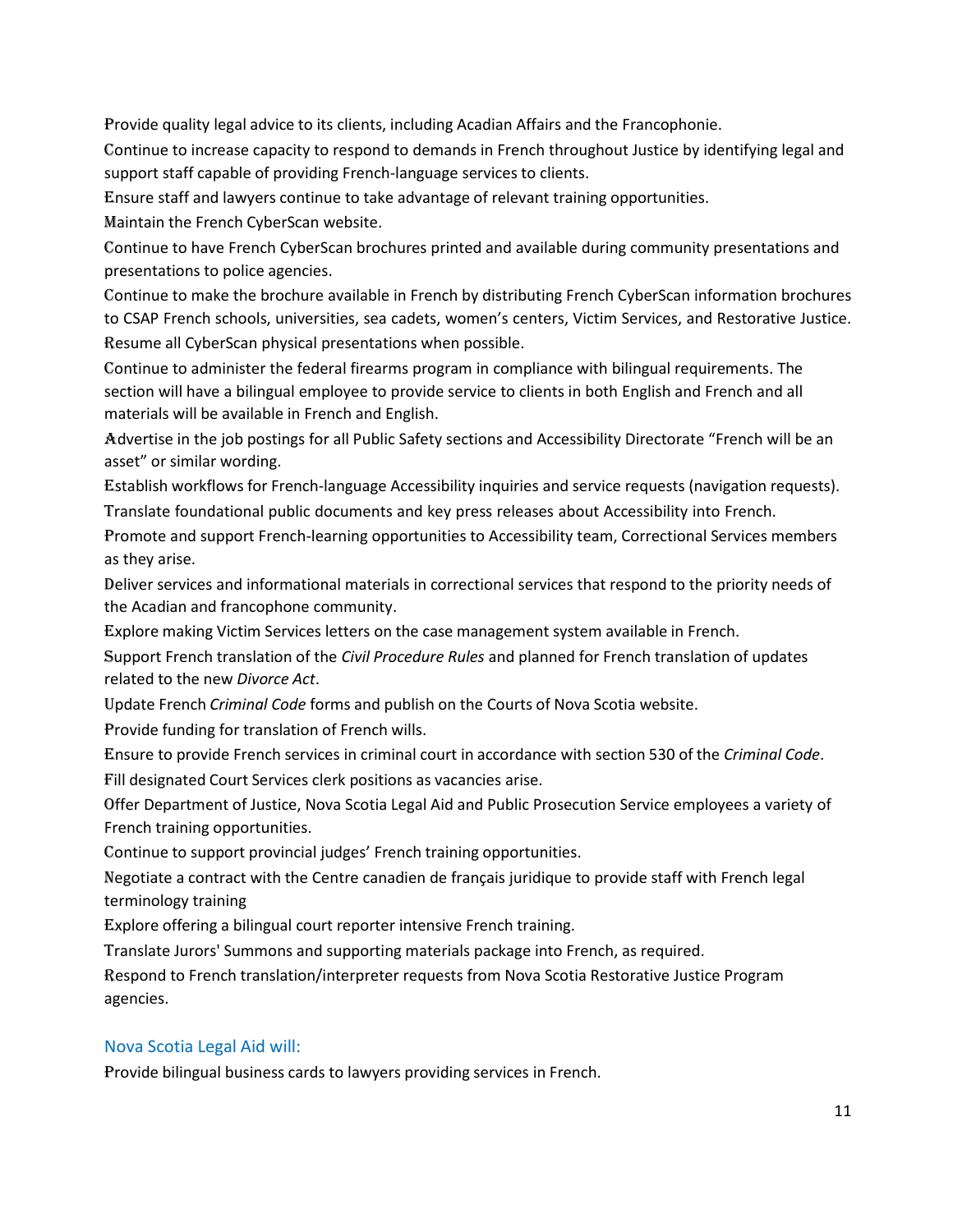Provide quality legal advice to its clients, including Acadian Affairs and the Francophonie.

Continue to increase capacity to respond to demands in French throughout Justice by identifying legal and support staff capable of providing French-language services to clients.

Ensure staff and lawyers continue to take advantage of relevant training opportunities.

Maintain the French CyberScan website.

Continue to have French CyberScan brochures printed and available during community presentations and presentations to police agencies.

Continue to make the brochure available in French by distributing French CyberScan information brochures to CSAP French schools, universities, sea cadets, women's centers, Victim Services, and Restorative Justice.

Resume all CyberScan physical presentations when possible.

Continue to administer the federal firearms program in compliance with bilingual requirements. The section will have a bilingual employee to provide service to clients in both English and French and all materials will be available in French and English.

Advertise in the job postings for all Public Safety sections and Accessibility Directorate "French will be an asset" or similar wording.

Establish workflows for French-language Accessibility inquiries and service requests (navigation requests).

Translate foundational public documents and key press releases about Accessibility into French.

Promote and support French-learning opportunities to Accessibility team, Correctional Services members as they arise.

Deliver services and informational materials in correctional services that respond to the priority needs of the Acadian and francophone community.

Explore making Victim Services letters on the case management system available in French.

Support French translation of the *Civil Procedure Rules* and planned for French translation of updates related to the new *Divorce Act*.

Update French *Criminal Code* forms and publish on the Courts of Nova Scotia website.

Provide funding for translation of French wills.

Ensure to provide French services in criminal court in accordance with section 530 of the *Criminal Code*.

Fill designated Court Services clerk positions as vacancies arise.

Offer Department of Justice, Nova Scotia Legal Aid and Public Prosecution Service employees a variety of French training opportunities.

Continue to support provincial judges' French training opportunities.

Negotiate a contract with the Centre canadien de français juridique to provide staff with French legal terminology training

Explore offering a bilingual court reporter intensive French training.

Translate Jurors' Summons and supporting materials package into French, as required.

Respond to French translation/interpreter requests from Nova Scotia Restorative Justice Program agencies.

### Nova Scotia Legal Aid will:

Provide bilingual business cards to lawyers providing services in French.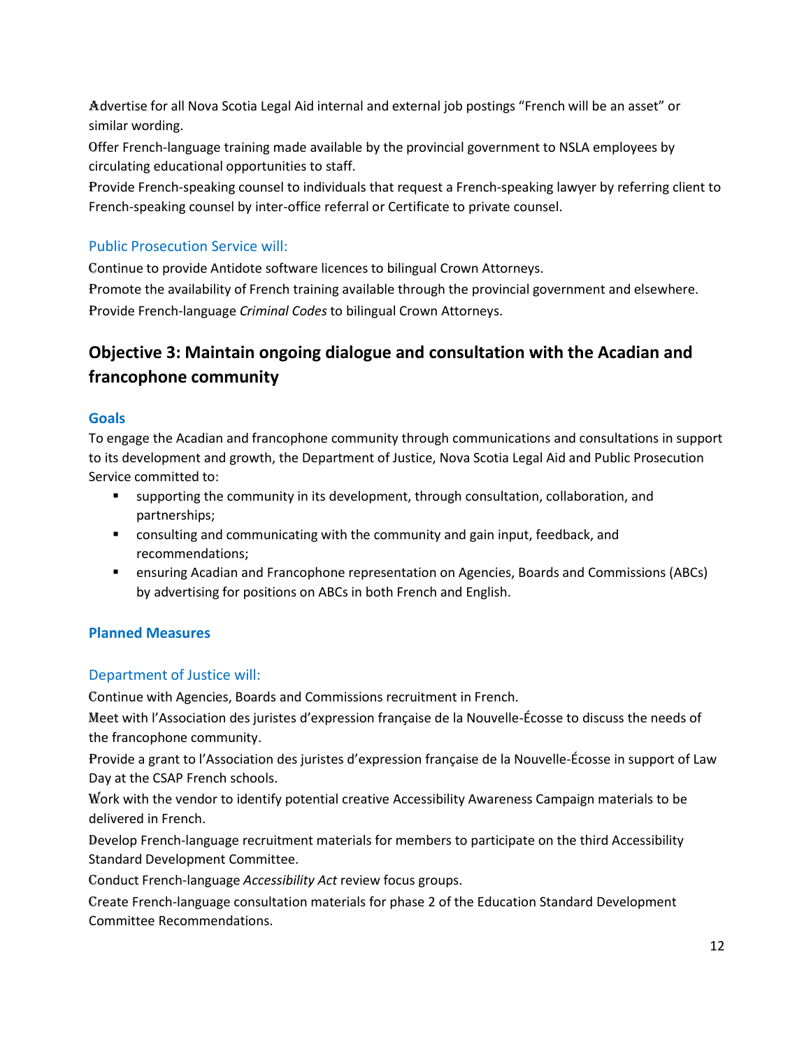Advertise for all Nova Scotia Legal Aid internal and external job postings "French will be an asset" or similar wording.

Offer French-language training made available by the provincial government to NSLA employees by circulating educational opportunities to staff.

Provide French-speaking counsel to individuals that request a French-speaking lawyer by referring client to French-speaking counsel by inter-office referral or Certificate to private counsel.

### Public Prosecution Service will:

Continue to provide Antidote software licences to bilingual Crown Attorneys.

Promote the availability of French training available through the provincial government and elsewhere.

Provide French-language *Criminal Codes* to bilingual Crown Attorneys.

## Objective 3: Maintain ongoing dialogue and consultation with the Acadian and francophone community

### Goals

To engage the Acadian and francophone community through communications and consultations in support to its development and growth, the Department of Justice, Nova Scotia Legal Aid and Public Prosecution Service committed to:

- supporting the community in its development, through consultation, collaboration, and partnerships;
- consulting and communicating with the community and gain input, feedback, and recommendations;
- ensuring Acadian and Francophone representation on Agencies, Boards and Commissions (ABCs) by advertising for positions on ABCs in both French and English.

### Planned Measures

### Department of Justice will:

Continue with Agencies, Boards and Commissions recruitment in French.

Meet with l'Association des juristes d'expression française de la Nouvelle-Écosse to discuss the needs of the francophone community.

Provide a grant to l'Association des juristes d'expression française de la Nouvelle-Écosse in support of Law Day at the CSAP French schools.

Work with the vendor to identify potential creative Accessibility Awareness Campaign materials to be delivered in French.

Develop French-language recruitment materials for members to participate on the third Accessibility Standard Development Committee.

Conduct French-language *Accessibility Act* review focus groups.

Create French-language consultation materials for phase 2 of the Education Standard Development Committee Recommendations.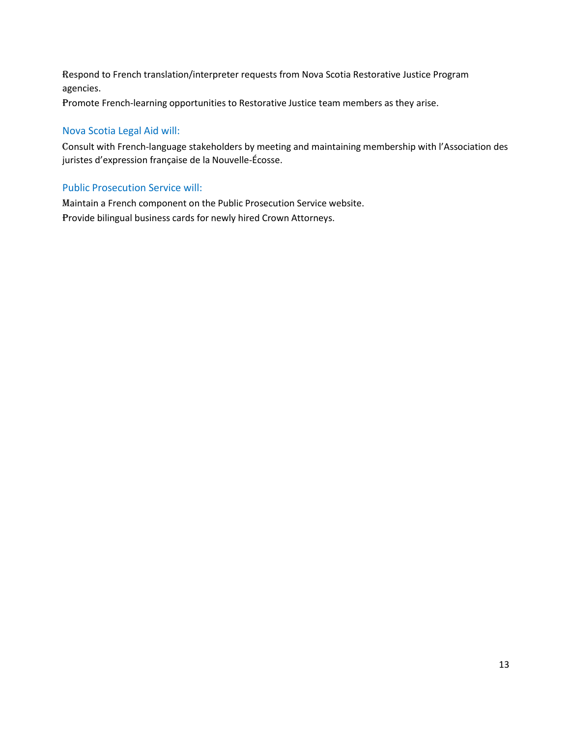Respond to French translation/interpreter requests from Nova Scotia Restorative Justice Program agencies.

Promote French-learning opportunities to Restorative Justice team members as they arise.

### Nova Scotia Legal Aid will:

Consult with French-language stakeholders by meeting and maintaining membership with l'Association des juristes d'expression française de la Nouvelle-Écosse.

### Public Prosecution Service will:

Maintain a French component on the Public Prosecution Service website.

Provide bilingual business cards for newly hired Crown Attorneys.